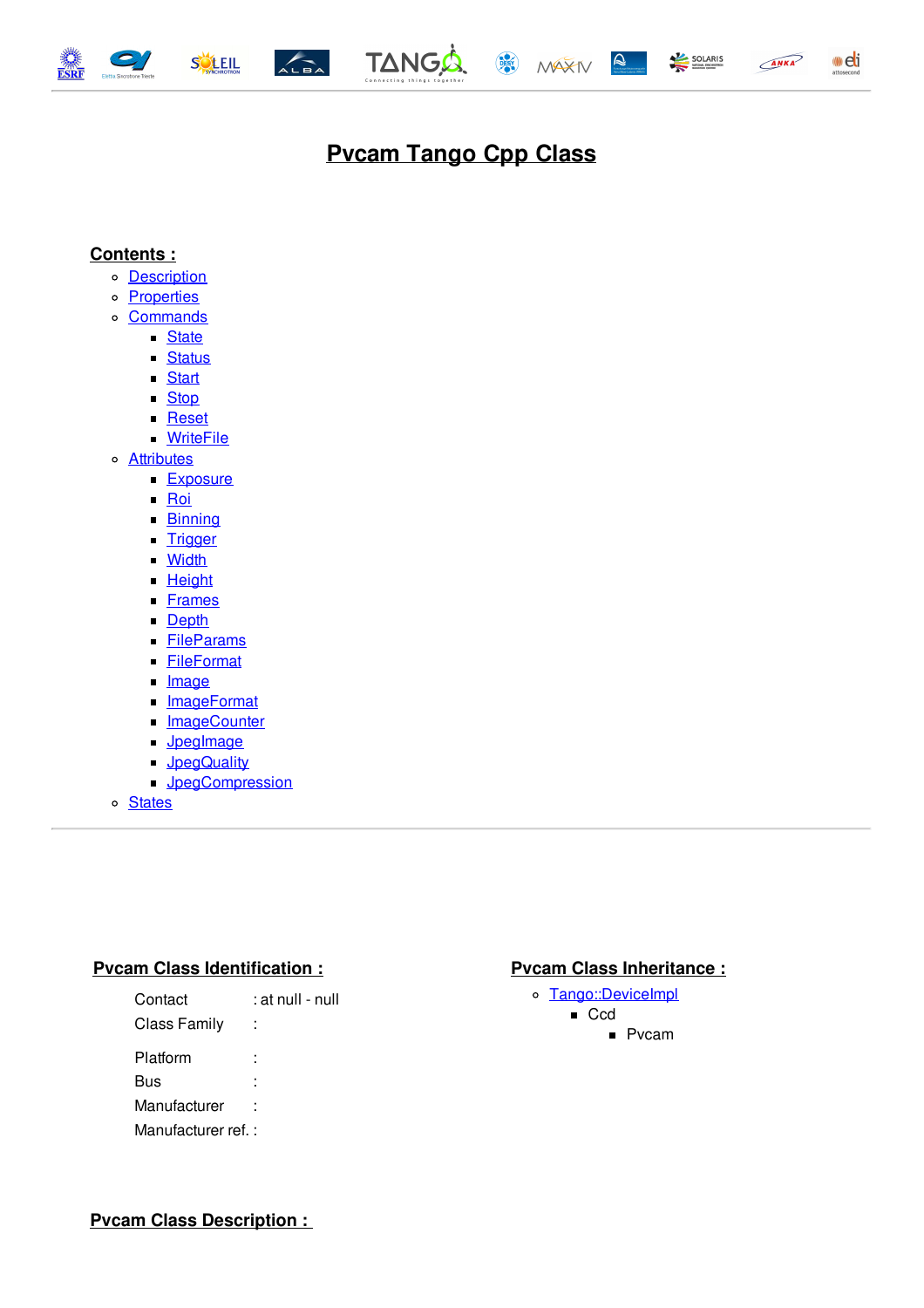# Pvcam Tango Cpp Class

## Contents :

- Description
- Properties
- Commands
  - State
  - Status
  - Start
  - Stop
  - Reset
  - WriteFile
- Attributes
  - Exposure
  - Roi
  - Binning
  - Trigger
  - Width
  - Height
  - Frames
  - Depth
  - FileParams
  - FileFormat
  - Image
  - ImageFormat
  - ImageCounter
  - JpegImage
  - JpegQuality
  - JpegCompression
- States

---

## Pvcam Class Identification :

| | |
|---|---|
| Contact | : at null - null |
| Class Family | : |
| Platform | : |
| Bus | : |
| Manufacturer | : |
| Manufacturer ref. | : |

## Pvcam Class Inheritance :

- Tango::DeviceImpl
  - Ccd
    - Pvcam

## Pvcam Class Description :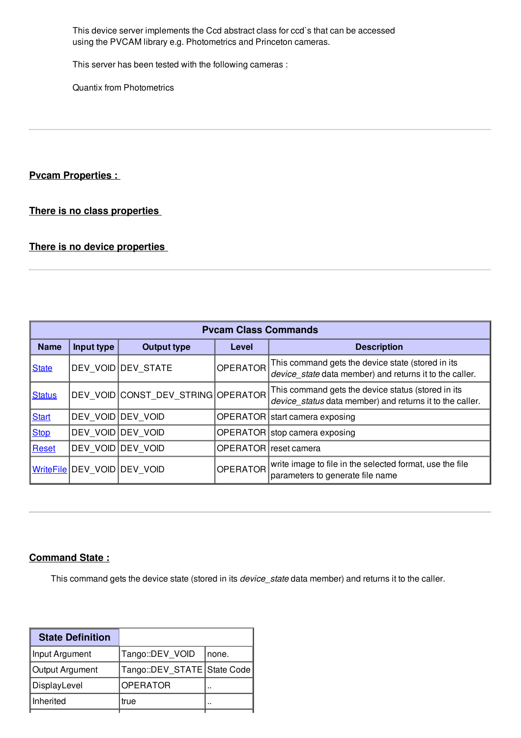This device server implements the Ccd abstract class for ccd`s that can be accessed using the PVCAM library e.g. Photometrics and Princeton cameras.

This server has been tested with the following cameras :

Quantix from Photometrics

---

## Pvcam Properties :

### There is no class properties

### There is no device properties

---

| Pvcam Class Commands | | | | |
|---|---|---|---|---|
| **Name** | **Input type** | **Output type** | **Level** | **Description** |
| State | DEV_VOID | DEV_STATE | OPERATOR | This command gets the device state (stored in its *device_state* data member) and returns it to the caller. |
| Status | DEV_VOID | CONST_DEV_STRING | OPERATOR | This command gets the device status (stored in its *device_status* data member) and returns it to the caller. |
| Start | DEV_VOID | DEV_VOID | OPERATOR | start camera exposing |
| Stop | DEV_VOID | DEV_VOID | OPERATOR | stop camera exposing |
| Reset | DEV_VOID | DEV_VOID | OPERATOR | reset camera |
| WriteFile | DEV_VOID | DEV_VOID | OPERATOR | write image to file in the selected format, use the file parameters to generate file name |

---

## Command State :

This command gets the device state (stored in its *device_state* data member) and returns it to the caller.

| State Definition | | |
|---|---|---|
| Input Argument | Tango::DEV_VOID | none. |
| Output Argument | Tango::DEV_STATE | State Code |
| DisplayLevel | OPERATOR | .. |
| Inherited | true | .. |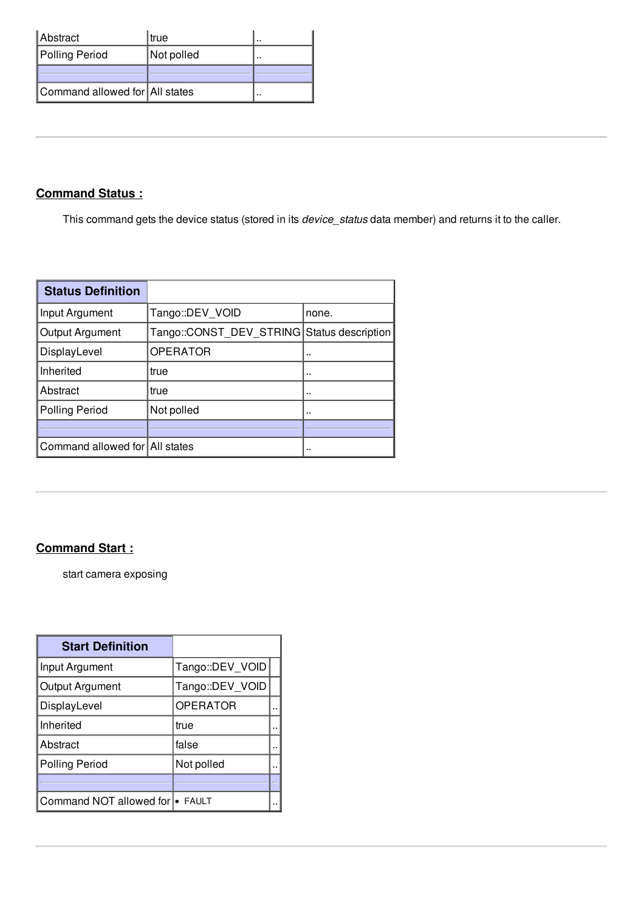| | | |
|---|---|---|
| Abstract | true | .. |
| Polling Period | Not polled | .. |
| | | |
| Command allowed for | All states | .. |

---

## Command Status :

This command gets the device status (stored in its *device_status* data member) and returns it to the caller.

| Status Definition | | |
|---|---|---|
| Input Argument | Tango::DEV_VOID | none. |
| Output Argument | Tango::CONST_DEV_STRING | Status description |
| DisplayLevel | OPERATOR | .. |
| Inherited | true | .. |
| Abstract | true | .. |
| Polling Period | Not polled | .. |
| | | |
| Command allowed for | All states | .. |

---

## Command Start :

start camera exposing

| Start Definition | | |
|---|---|---|
| Input Argument | Tango::DEV_VOID | |
| Output Argument | Tango::DEV_VOID | |
| DisplayLevel | OPERATOR | .. |
| Inherited | true | .. |
| Abstract | false | .. |
| Polling Period | Not polled | .. |
| | | |
| Command NOT allowed for | • FAULT | .. |

---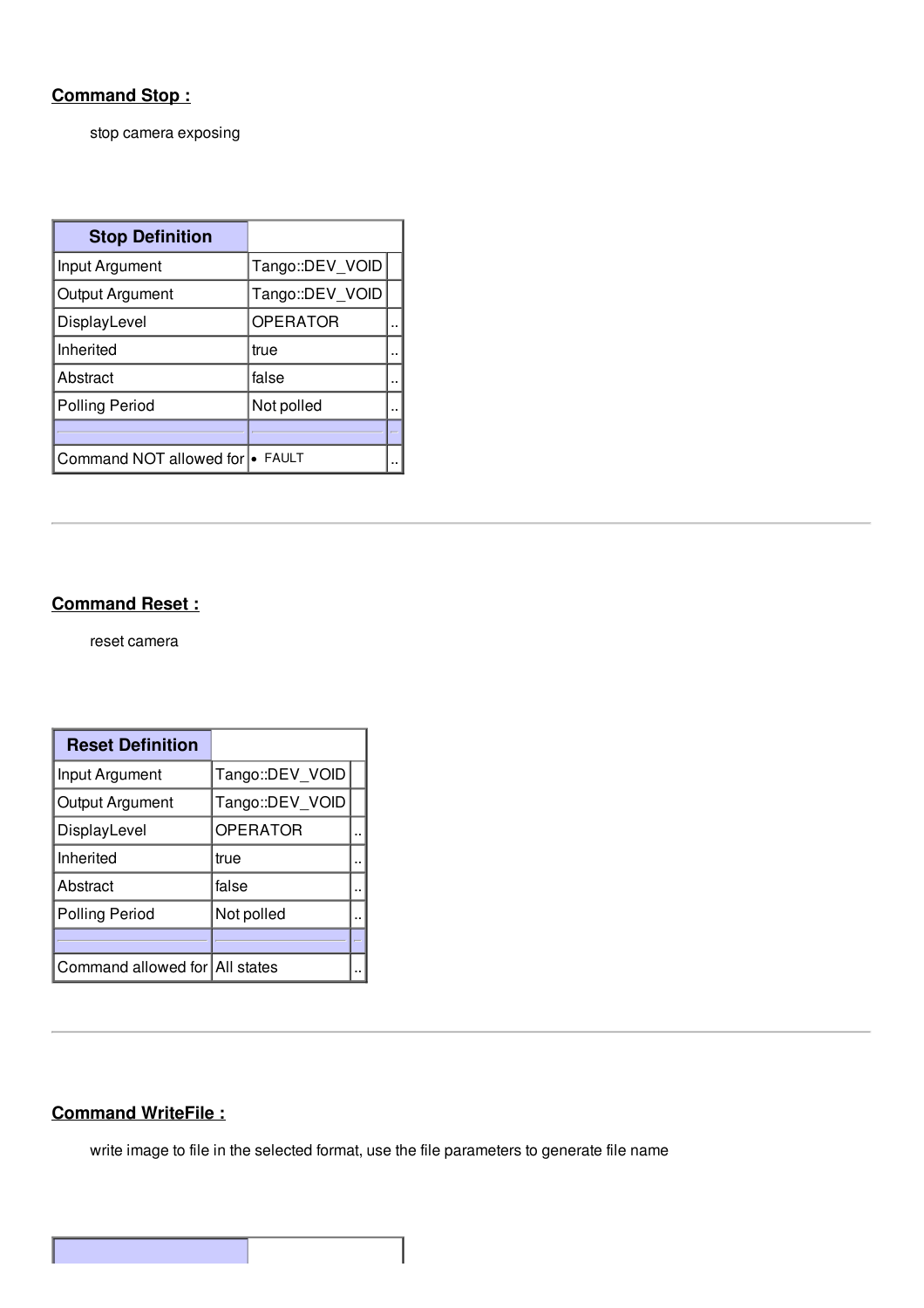## Command Stop :

stop camera exposing

| Stop Definition | | |
|---|---|---|
| Input Argument | Tango::DEV_VOID | |
| Output Argument | Tango::DEV_VOID | |
| DisplayLevel | OPERATOR | .. |
| Inherited | true | .. |
| Abstract | false | .. |
| Polling Period | Not polled | .. |
| | | |
| Command NOT allowed for | • FAULT | .. |

---

## Command Reset :

reset camera

| Reset Definition | | |
|---|---|---|
| Input Argument | Tango::DEV_VOID | |
| Output Argument | Tango::DEV_VOID | |
| DisplayLevel | OPERATOR | .. |
| Inherited | true | .. |
| Abstract | false | .. |
| Polling Period | Not polled | .. |
| | | |
| Command allowed for | All states | .. |

---

## Command WriteFile :

write image to file in the selected format, use the file parameters to generate file name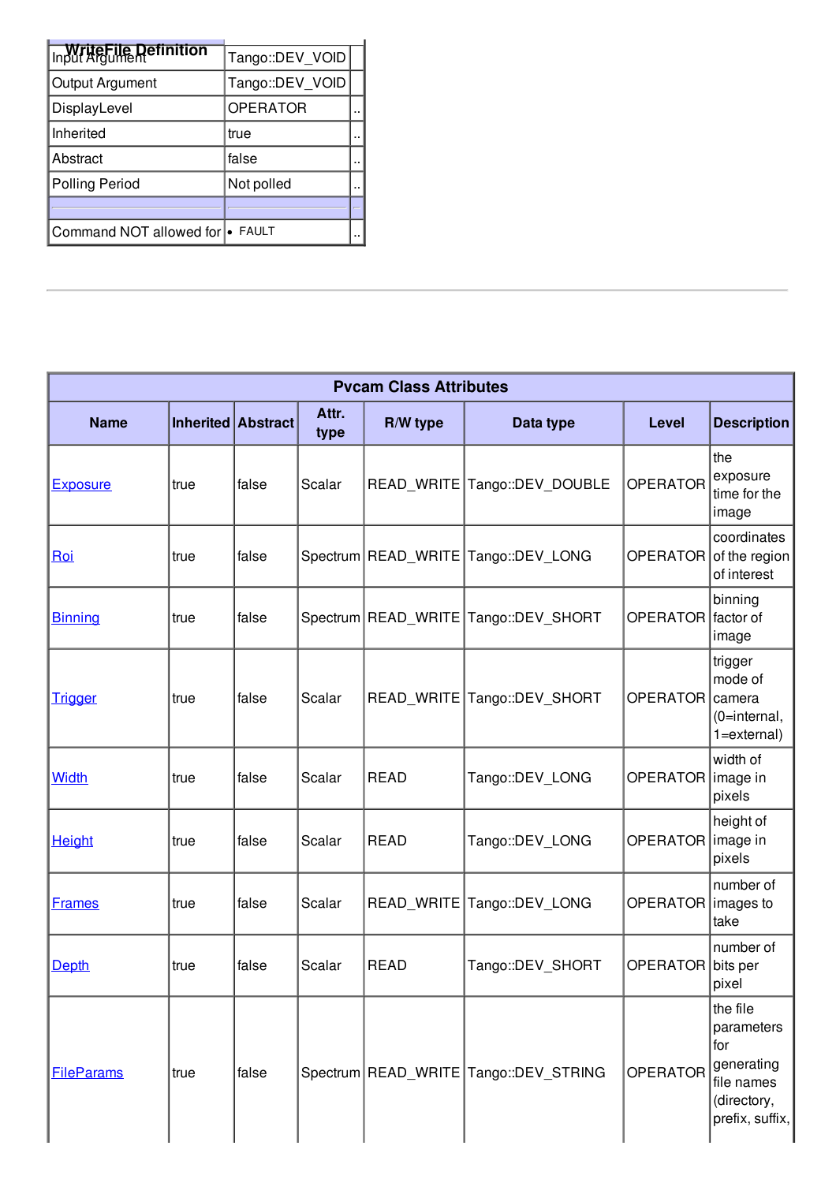| WriteFile Definition | | |
|---|---|---|
| Input Argument | Tango::DEV_VOID | |
| Output Argument | Tango::DEV_VOID | |
| DisplayLevel | OPERATOR | .. |
| Inherited | true | .. |
| Abstract | false | .. |
| Polling Period | Not polled | .. |
| | | |
| Command NOT allowed for | • FAULT | .. |

---

| Pvcam Class Attributes | | | | | | | |
|---|---|---|---|---|---|---|---|
| **Name** | **Inherited** | **Abstract** | **Attr. type** | **R/W type** | **Data type** | **Level** | **Description** |
| Exposure | true | false | Scalar | READ_WRITE | Tango::DEV_DOUBLE | OPERATOR | the exposure time for the image |
| Roi | true | false | Spectrum | READ_WRITE | Tango::DEV_LONG | OPERATOR | coordinates of the region of interest |
| Binning | true | false | Spectrum | READ_WRITE | Tango::DEV_SHORT | OPERATOR | binning factor of image |
| Trigger | true | false | Scalar | READ_WRITE | Tango::DEV_SHORT | OPERATOR | trigger mode of camera (0=internal, 1=external) |
| Width | true | false | Scalar | READ | Tango::DEV_LONG | OPERATOR | width of image in pixels |
| Height | true | false | Scalar | READ | Tango::DEV_LONG | OPERATOR | height of image in pixels |
| Frames | true | false | Scalar | READ_WRITE | Tango::DEV_LONG | OPERATOR | number of images to take |
| Depth | true | false | Scalar | READ | Tango::DEV_SHORT | OPERATOR | number of bits per pixel |
| FileParams | true | false | Spectrum | READ_WRITE | Tango::DEV_STRING | OPERATOR | the file parameters for generating file names (directory, prefix, suffix, |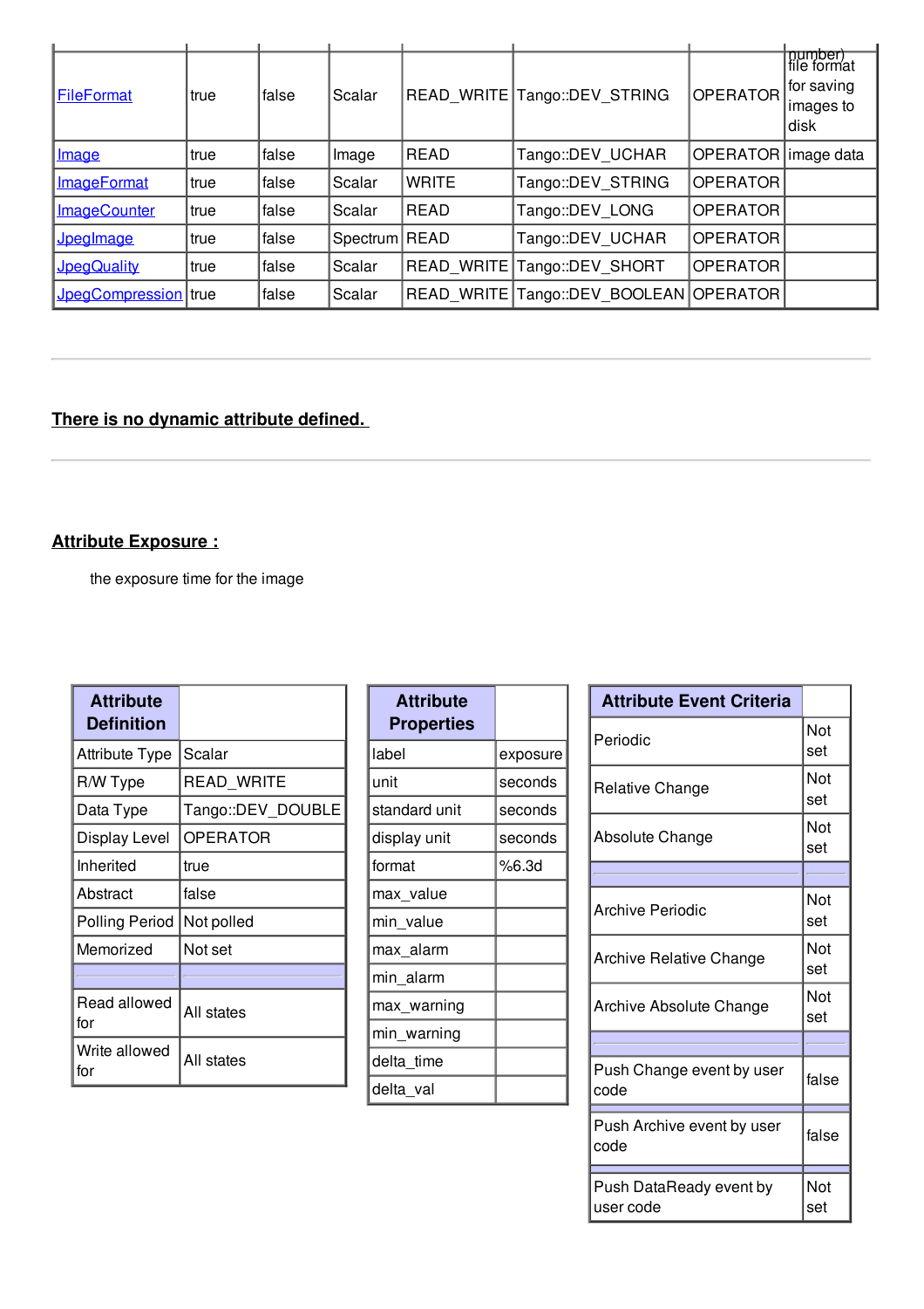| | | | | | | | |
|---|---|---|---|---|---|---|---|
| FileFormat | true | false | Scalar | READ_WRITE | Tango::DEV_STRING | OPERATOR | number) file format for saving images to disk |
| Image | true | false | Image | READ | Tango::DEV_UCHAR | OPERATOR | image data |
| ImageFormat | true | false | Scalar | WRITE | Tango::DEV_STRING | OPERATOR | |
| ImageCounter | true | false | Scalar | READ | Tango::DEV_LONG | OPERATOR | |
| JpegImage | true | false | Spectrum | READ | Tango::DEV_UCHAR | OPERATOR | |
| JpegQuality | true | false | Scalar | READ_WRITE | Tango::DEV_SHORT | OPERATOR | |
| JpegCompression | true | false | Scalar | READ_WRITE | Tango::DEV_BOOLEAN | OPERATOR | |

---

**There is no dynamic attribute defined.**

---

**Attribute Exposure :**

the exposure time for the image

| Attribute Definition | |
|---|---|
| Attribute Type | Scalar |
| R/W Type | READ_WRITE |
| Data Type | Tango::DEV_DOUBLE |
| Display Level | OPERATOR |
| Inherited | true |
| Abstract | false |
| Polling Period | Not polled |
| Memorized | Not set |
| | |
| Read allowed for | All states |
| Write allowed for | All states |

| Attribute Properties | |
|---|---|
| label | exposure |
| unit | seconds |
| standard unit | seconds |
| display unit | seconds |
| format | %6.3d |
| max_value | |
| min_value | |
| max_alarm | |
| min_alarm | |
| max_warning | |
| min_warning | |
| delta_time | |
| delta_val | |

| Attribute Event Criteria | |
|---|---|
| Periodic | Not set |
| Relative Change | Not set |
| Absolute Change | Not set |
| | |
| Archive Periodic | Not set |
| Archive Relative Change | Not set |
| Archive Absolute Change | Not set |
| | |
| Push Change event by user code | false |
| Push Archive event by user code | false |
| Push DataReady event by user code | Not set |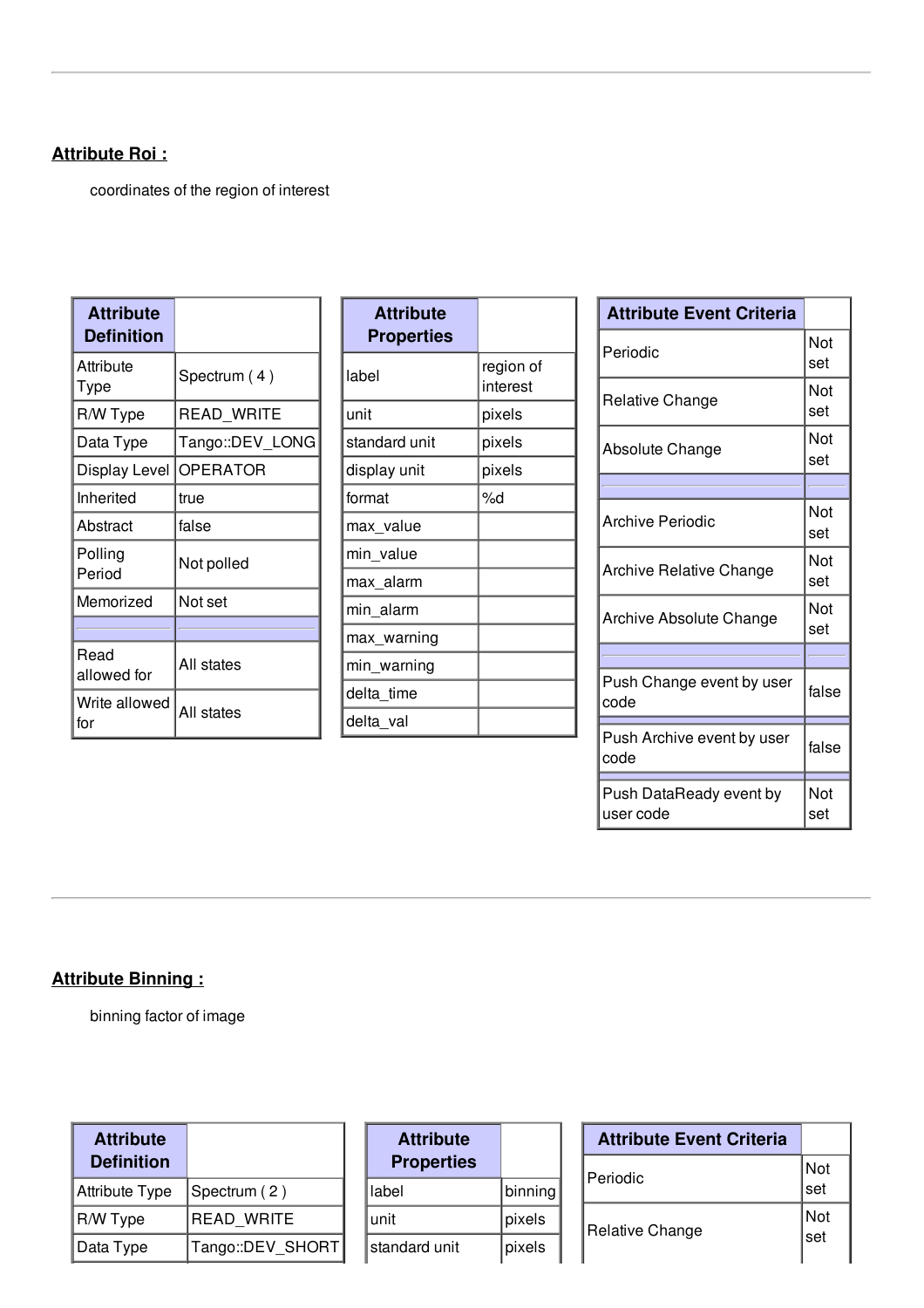---

**Attribute Roi :**

coordinates of the region of interest

| Attribute Definition | |
|---|---|
| Attribute Type | Spectrum ( 4 ) |
| R/W Type | READ_WRITE |
| Data Type | Tango::DEV_LONG |
| Display Level | OPERATOR |
| Inherited | true |
| Abstract | false |
| Polling Period | Not polled |
| Memorized | Not set |
| | |
| Read allowed for | All states |
| Write allowed for | All states |

| Attribute Properties | |
|---|---|
| label | region of interest |
| unit | pixels |
| standard unit | pixels |
| display unit | pixels |
| format | %d |
| max_value | |
| min_value | |
| max_alarm | |
| min_alarm | |
| max_warning | |
| min_warning | |
| delta_time | |
| delta_val | |

| Attribute Event Criteria | |
|---|---|
| Periodic | Not set |
| Relative Change | Not set |
| Absolute Change | Not set |
| | |
| Archive Periodic | Not set |
| Archive Relative Change | Not set |
| Archive Absolute Change | Not set |
| | |
| Push Change event by user code | false |
| | |
| Push Archive event by user code | false |
| | |
| Push DataReady event by user code | Not set |

---

**Attribute Binning :**

binning factor of image

| Attribute Definition | |
|---|---|
| Attribute Type | Spectrum ( 2 ) |
| R/W Type | READ_WRITE |
| Data Type | Tango::DEV_SHORT |

| Attribute Properties | |
|---|---|
| label | binning |
| unit | pixels |
| standard unit | pixels |

| Attribute Event Criteria | |
|---|---|
| Periodic | Not set |
| Relative Change | Not set |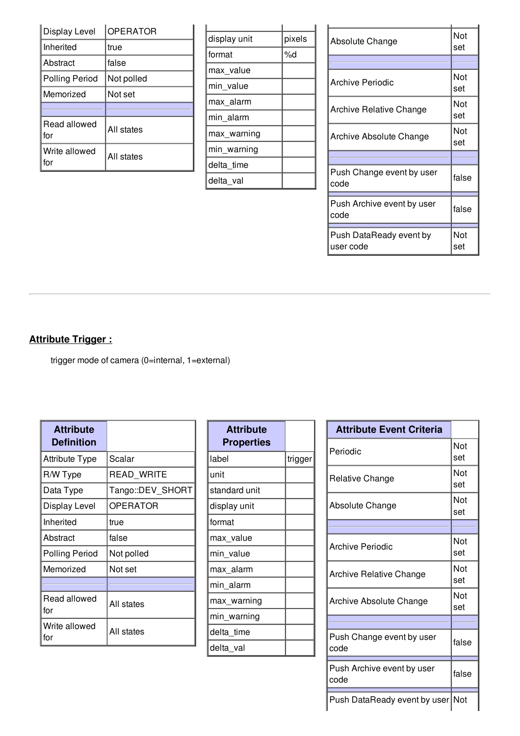| | |
|---|---|
| Display Level | OPERATOR |
| Inherited | true |
| Abstract | false |
| Polling Period | Not polled |
| Memorized | Not set |
| | |
| Read allowed for | All states |
| Write allowed for | All states |

| | |
|---|---|
| display unit | pixels |
| format | %d |
| max_value | |
| min_value | |
| max_alarm | |
| min_alarm | |
| max_warning | |
| min_warning | |
| delta_time | |
| delta_val | |

| | |
|---|---|
| Absolute Change | Not set |
| | |
| Archive Periodic | Not set |
| Archive Relative Change | Not set |
| Archive Absolute Change | Not set |
| | |
| Push Change event by user code | false |
| Push Archive event by user code | false |
| Push DataReady event by user code | Not set |

---

## Attribute Trigger :

trigger mode of camera (0=internal, 1=external)

| Attribute Definition | |
|---|---|
| Attribute Type | Scalar |
| R/W Type | READ_WRITE |
| Data Type | Tango::DEV_SHORT |
| Display Level | OPERATOR |
| Inherited | true |
| Abstract | false |
| Polling Period | Not polled |
| Memorized | Not set |
| | |
| Read allowed for | All states |
| Write allowed for | All states |

| Attribute Properties | |
|---|---|
| label | trigger |
| unit | |
| standard unit | |
| display unit | |
| format | |
| max_value | |
| min_value | |
| max_alarm | |
| min_alarm | |
| max_warning | |
| min_warning | |
| delta_time | |
| delta_val | |

| Attribute Event Criteria | |
|---|---|
| Periodic | Not set |
| Relative Change | Not set |
| Absolute Change | Not set |
| | |
| Archive Periodic | Not set |
| Archive Relative Change | Not set |
| Archive Absolute Change | Not set |
| | |
| Push Change event by user code | false |
| Push Archive event by user code | false |
| Push DataReady event by user | Not |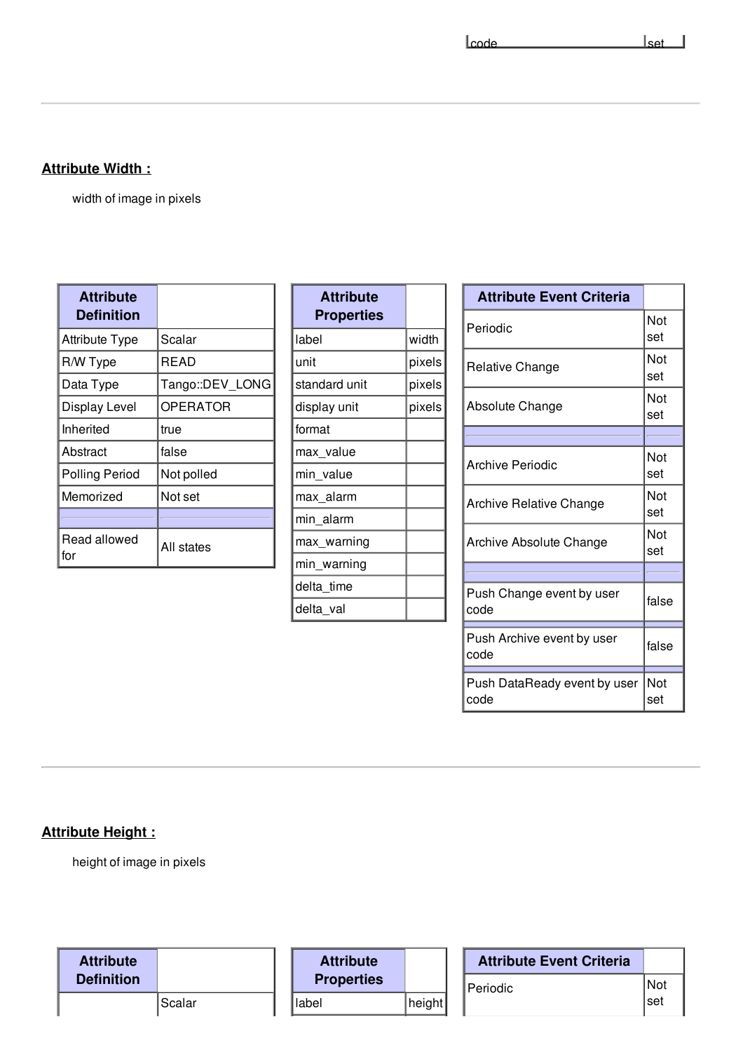| code | set |
|---|---|

---

## Attribute Width :

width of image in pixels

| Attribute Definition | |
|---|---|
| Attribute Type | Scalar |
| R/W Type | READ |
| Data Type | Tango::DEV_LONG |
| Display Level | OPERATOR |
| Inherited | true |
| Abstract | false |
| Polling Period | Not polled |
| Memorized | Not set |
| | |
| Read allowed for | All states |

| Attribute Properties | |
|---|---|
| label | width |
| unit | pixels |
| standard unit | pixels |
| display unit | pixels |
| format | |
| max_value | |
| min_value | |
| max_alarm | |
| min_alarm | |
| max_warning | |
| min_warning | |
| delta_time | |
| delta_val | |

| Attribute Event Criteria | |
|---|---|
| Periodic | Not set |
| Relative Change | Not set |
| Absolute Change | Not set |
| | |
| Archive Periodic | Not set |
| Archive Relative Change | Not set |
| Archive Absolute Change | Not set |
| | |
| Push Change event by user code | false |
| | |
| Push Archive event by user code | false |
| | |
| Push DataReady event by user code | Not set |

---

## Attribute Height :

height of image in pixels

| Attribute Definition | |
|---|---|
| | Scalar |

| Attribute Properties | |
|---|---|
| label | height |

| Attribute Event Criteria | |
|---|---|
| Periodic | Not set |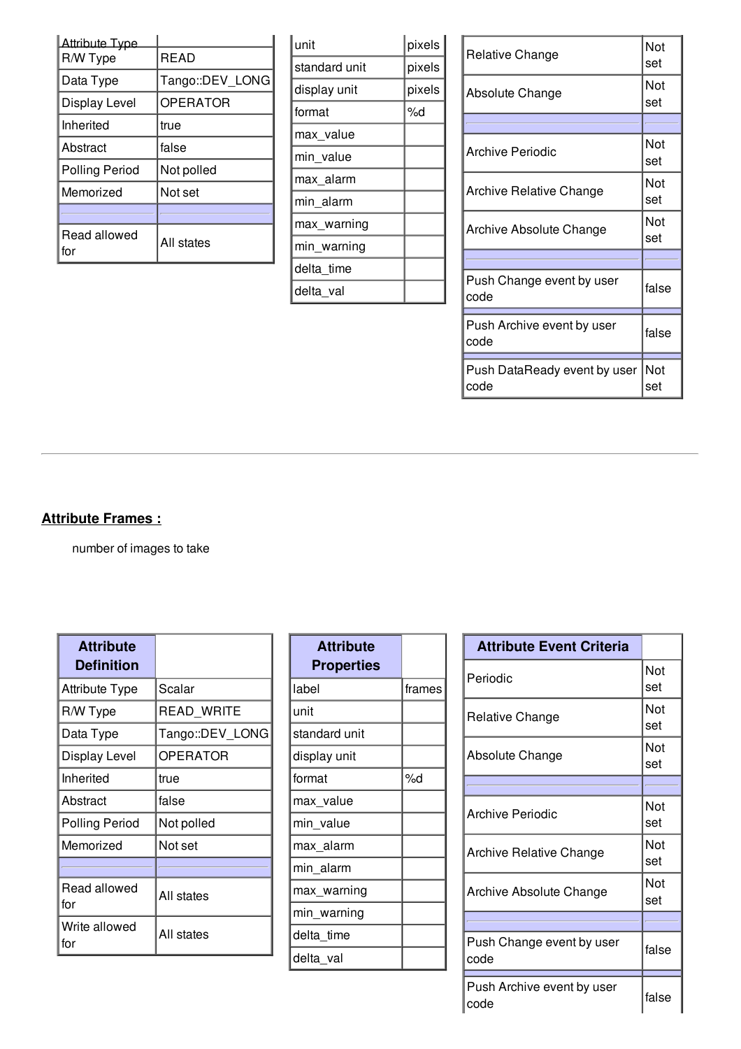| Attribute Type | |
|---|---|
| R/W Type | READ |
| Data Type | Tango::DEV_LONG |
| Display Level | OPERATOR |
| Inherited | true |
| Abstract | false |
| Polling Period | Not polled |
| Memorized | Not set |
| | |
| Read allowed for | All states |

| unit | pixels |
|---|---|
| standard unit | pixels |
| display unit | pixels |
| format | %d |
| max_value | |
| min_value | |
| max_alarm | |
| min_alarm | |
| max_warning | |
| min_warning | |
| delta_time | |
| delta_val | |

| Relative Change | Not set |
|---|---|
| Absolute Change | Not set |
| | |
| Archive Periodic | Not set |
| Archive Relative Change | Not set |
| Archive Absolute Change | Not set |
| | |
| Push Change event by user code | false |
| | |
| Push Archive event by user code | false |
| | |
| Push DataReady event by user code | Not set |

---

## Attribute Frames :

number of images to take

| Attribute Definition | |
|---|---|
| Attribute Type | Scalar |
| R/W Type | READ_WRITE |
| Data Type | Tango::DEV_LONG |
| Display Level | OPERATOR |
| Inherited | true |
| Abstract | false |
| Polling Period | Not polled |
| Memorized | Not set |
| | |
| Read allowed for | All states |
| Write allowed for | All states |

| Attribute Properties | |
|---|---|
| label | frames |
| unit | |
| standard unit | |
| display unit | |
| format | %d |
| max_value | |
| min_value | |
| max_alarm | |
| min_alarm | |
| max_warning | |
| min_warning | |
| delta_time | |
| delta_val | |

| Attribute Event Criteria | |
|---|---|
| Periodic | Not set |
| Relative Change | Not set |
| Absolute Change | Not set |
| | |
| Archive Periodic | Not set |
| Archive Relative Change | Not set |
| Archive Absolute Change | Not set |
| | |
| Push Change event by user code | false |
| | |
| Push Archive event by user code | false |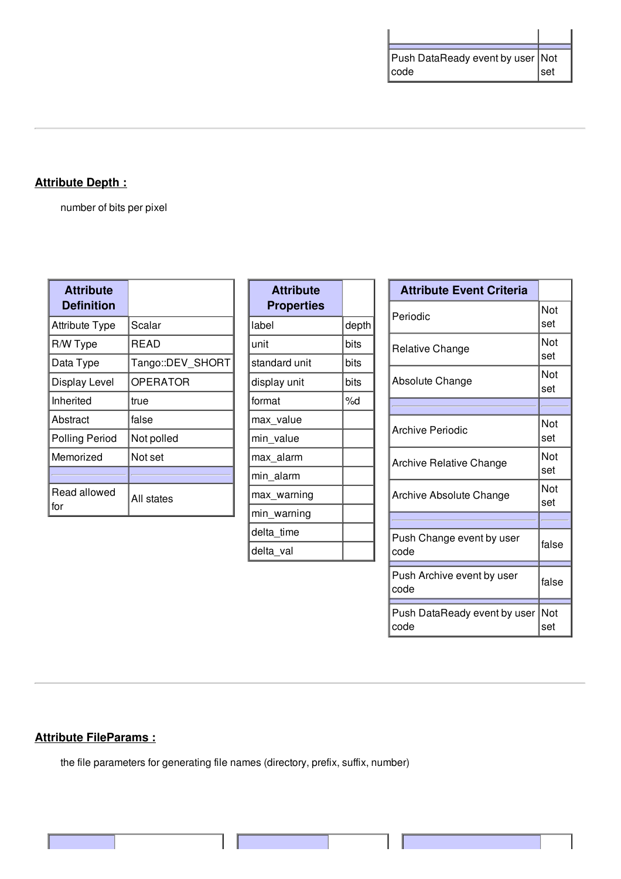| | |
|---|---|
| Push DataReady event by user code | Not set |

---

## Attribute Depth :

number of bits per pixel

| Attribute Definition | |
|---|---|
| Attribute Type | Scalar |
| R/W Type | READ |
| Data Type | Tango::DEV_SHORT |
| Display Level | OPERATOR |
| Inherited | true |
| Abstract | false |
| Polling Period | Not polled |
| Memorized | Not set |
| | |
| Read allowed for | All states |

| Attribute Properties | |
|---|---|
| label | depth |
| unit | bits |
| standard unit | bits |
| display unit | bits |
| format | %d |
| max_value | |
| min_value | |
| max_alarm | |
| min_alarm | |
| max_warning | |
| min_warning | |
| delta_time | |
| delta_val | |

| Attribute Event Criteria | |
|---|---|
| Periodic | Not set |
| Relative Change | Not set |
| Absolute Change | Not set |
| | |
| Archive Periodic | Not set |
| Archive Relative Change | Not set |
| Archive Absolute Change | Not set |
| | |
| Push Change event by user code | false |
| Push Archive event by user code | false |
| Push DataReady event by user code | Not set |

---

## Attribute FileParams :

the file parameters for generating file names (directory, prefix, suffix, number)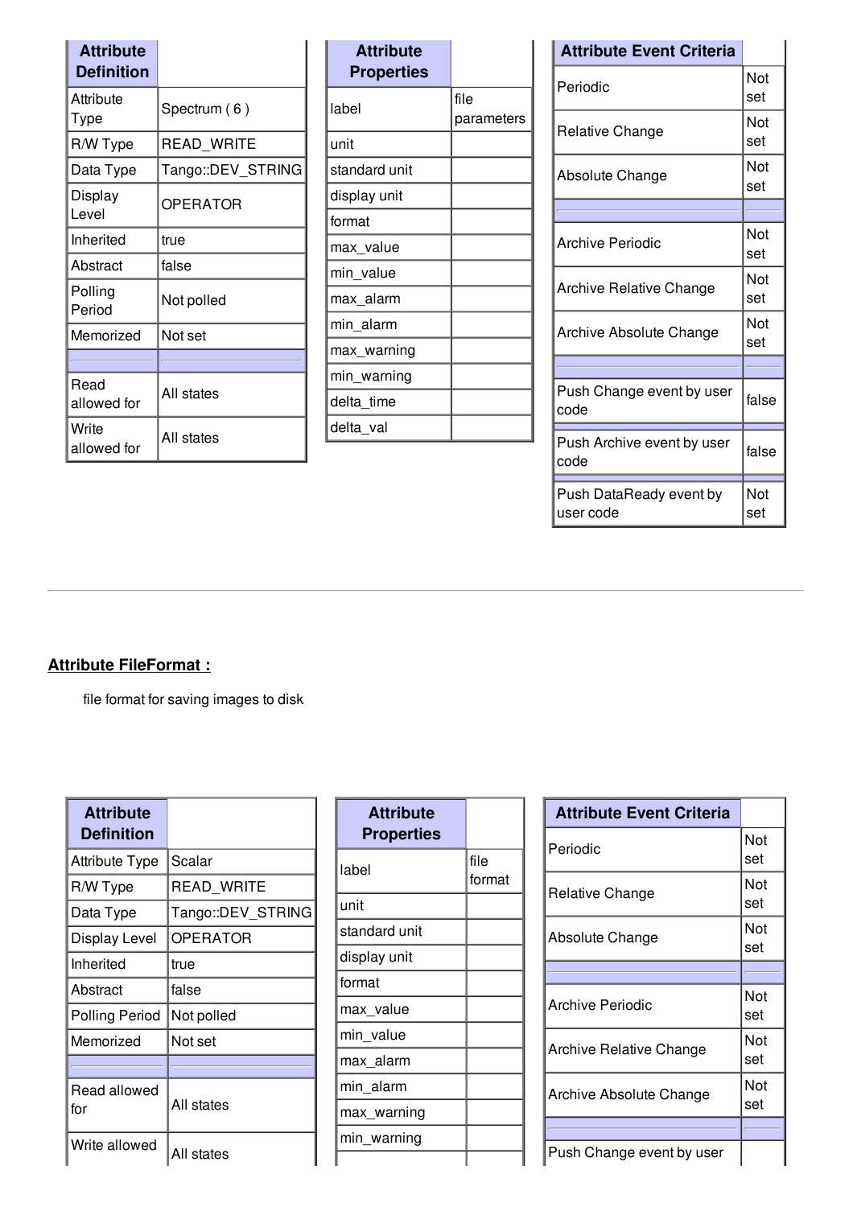| Attribute Definition | |
|---|---|
| Attribute Type | Spectrum ( 6 ) |
| R/W Type | READ_WRITE |
| Data Type | Tango::DEV_STRING |
| Display Level | OPERATOR |
| Inherited | true |
| Abstract | false |
| Polling Period | Not polled |
| Memorized | Not set |
| | |
| Read allowed for | All states |
| Write allowed for | All states |

| Attribute Properties | |
|---|---|
| label | file parameters |
| unit | |
| standard unit | |
| display unit | |
| format | |
| max_value | |
| min_value | |
| max_alarm | |
| min_alarm | |
| max_warning | |
| min_warning | |
| delta_time | |
| delta_val | |

| Attribute Event Criteria | |
|---|---|
| Periodic | Not set |
| Relative Change | Not set |
| Absolute Change | Not set |
| | |
| Archive Periodic | Not set |
| Archive Relative Change | Not set |
| Archive Absolute Change | Not set |
| | |
| Push Change event by user code | false |
| Push Archive event by user code | false |
| Push DataReady event by user code | Not set |

---

## Attribute FileFormat :

file format for saving images to disk

| Attribute Definition | |
|---|---|
| Attribute Type | Scalar |
| R/W Type | READ_WRITE |
| Data Type | Tango::DEV_STRING |
| Display Level | OPERATOR |
| Inherited | true |
| Abstract | false |
| Polling Period | Not polled |
| Memorized | Not set |
| | |
| Read allowed for | All states |
| Write allowed | All states |

| Attribute Properties | |
|---|---|
| label | file format |
| unit | |
| standard unit | |
| display unit | |
| format | |
| max_value | |
| min_value | |
| max_alarm | |
| min_alarm | |
| max_warning | |
| min_warning | |
| | |

| Attribute Event Criteria | |
|---|---|
| Periodic | Not set |
| Relative Change | Not set |
| Absolute Change | Not set |
| | |
| Archive Periodic | Not set |
| Archive Relative Change | Not set |
| Archive Absolute Change | Not set |
| | |
| Push Change event by user | |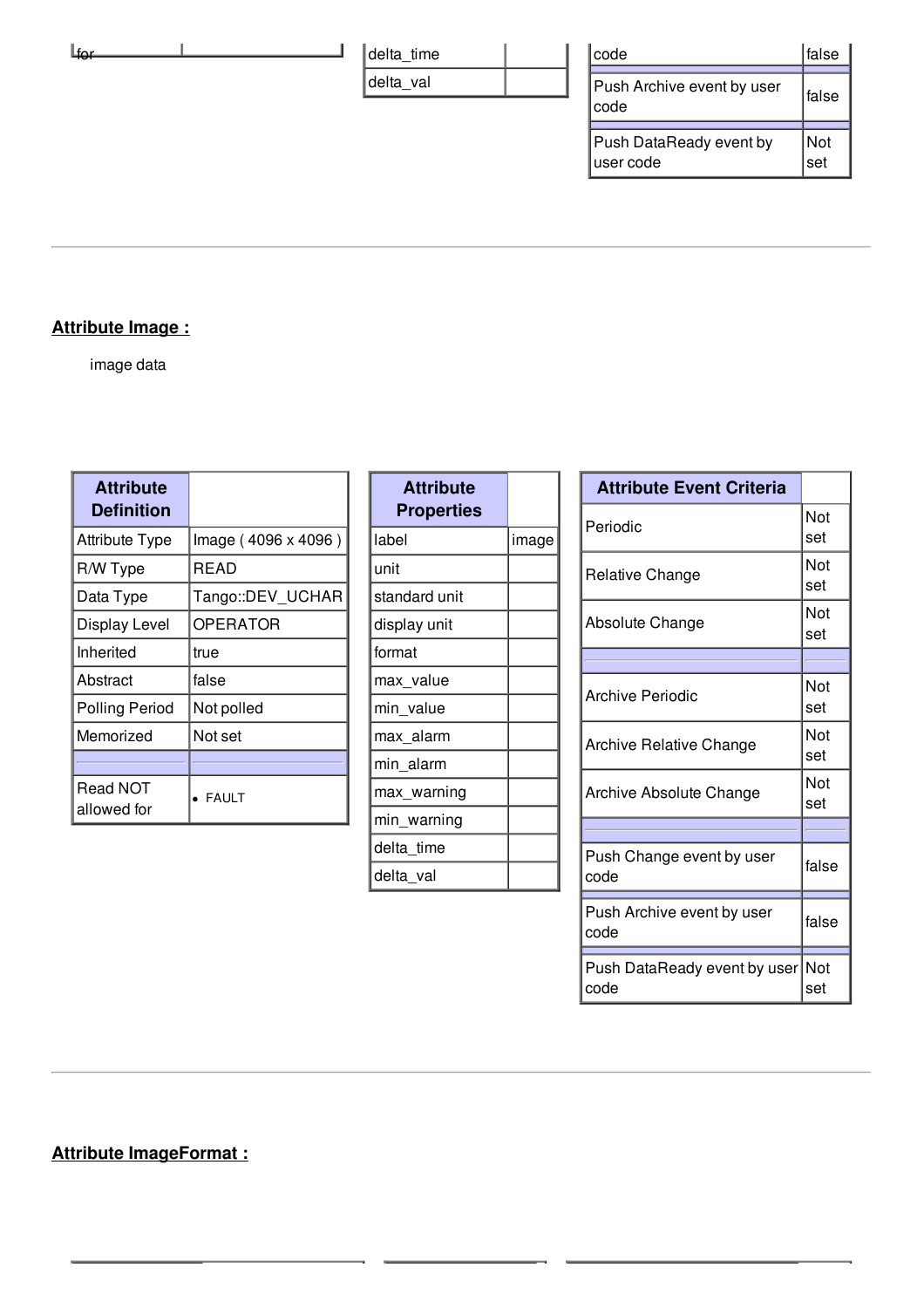| for | |
|---|---|

| delta_time | |
|---|---|
| delta_val | |

| code | false |
|---|---|
| | |
| Push Archive event by user code | false |
| | |
| Push DataReady event by user code | Not set |

---

**Attribute Image :**

image data

| Attribute Definition | |
|---|---|
| Attribute Type | Image ( 4096 x 4096 ) |
| R/W Type | READ |
| Data Type | Tango::DEV_UCHAR |
| Display Level | OPERATOR |
| Inherited | true |
| Abstract | false |
| Polling Period | Not polled |
| Memorized | Not set |
| | |
| Read NOT allowed for | • FAULT |

| Attribute Properties | |
|---|---|
| label | image |
| unit | |
| standard unit | |
| display unit | |
| format | |
| max_value | |
| min_value | |
| max_alarm | |
| min_alarm | |
| max_warning | |
| min_warning | |
| delta_time | |
| delta_val | |

| Attribute Event Criteria | |
|---|---|
| Periodic | Not set |
| Relative Change | Not set |
| Absolute Change | Not set |
| | |
| Archive Periodic | Not set |
| Archive Relative Change | Not set |
| Archive Absolute Change | Not set |
| | |
| Push Change event by user code | false |
| | |
| Push Archive event by user code | false |
| | |
| Push DataReady event by user code | Not set |

---

**Attribute ImageFormat :**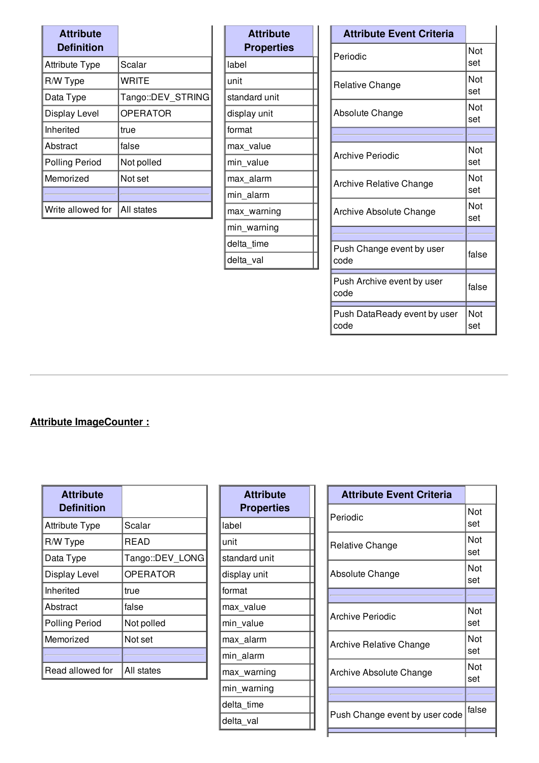| Attribute Definition | |
|---|---|
| Attribute Type | Scalar |
| R/W Type | WRITE |
| Data Type | Tango::DEV_STRING |
| Display Level | OPERATOR |
| Inherited | true |
| Abstract | false |
| Polling Period | Not polled |
| Memorized | Not set |
| | |
| Write allowed for | All states |

| Attribute Properties | |
|---|---|
| label | |
| unit | |
| standard unit | |
| display unit | |
| format | |
| max_value | |
| min_value | |
| max_alarm | |
| min_alarm | |
| max_warning | |
| min_warning | |
| delta_time | |
| delta_val | |

| Attribute Event Criteria | |
|---|---|
| Periodic | Not set |
| Relative Change | Not set |
| Absolute Change | Not set |
| | |
| Archive Periodic | Not set |
| Archive Relative Change | Not set |
| Archive Absolute Change | Not set |
| | |
| Push Change event by user code | false |
| | |
| Push Archive event by user code | false |
| | |
| Push DataReady event by user code | Not set |

---

## Attribute ImageCounter :

| Attribute Definition | |
|---|---|
| Attribute Type | Scalar |
| R/W Type | READ |
| Data Type | Tango::DEV_LONG |
| Display Level | OPERATOR |
| Inherited | true |
| Abstract | false |
| Polling Period | Not polled |
| Memorized | Not set |
| | |
| Read allowed for | All states |

| Attribute Properties | |
|---|---|
| label | |
| unit | |
| standard unit | |
| display unit | |
| format | |
| max_value | |
| min_value | |
| max_alarm | |
| min_alarm | |
| max_warning | |
| min_warning | |
| delta_time | |
| delta_val | |

| Attribute Event Criteria | |
|---|---|
| Periodic | Not set |
| Relative Change | Not set |
| Absolute Change | Not set |
| | |
| Archive Periodic | Not set |
| Archive Relative Change | Not set |
| Archive Absolute Change | Not set |
| | |
| Push Change event by user code | false |
| | |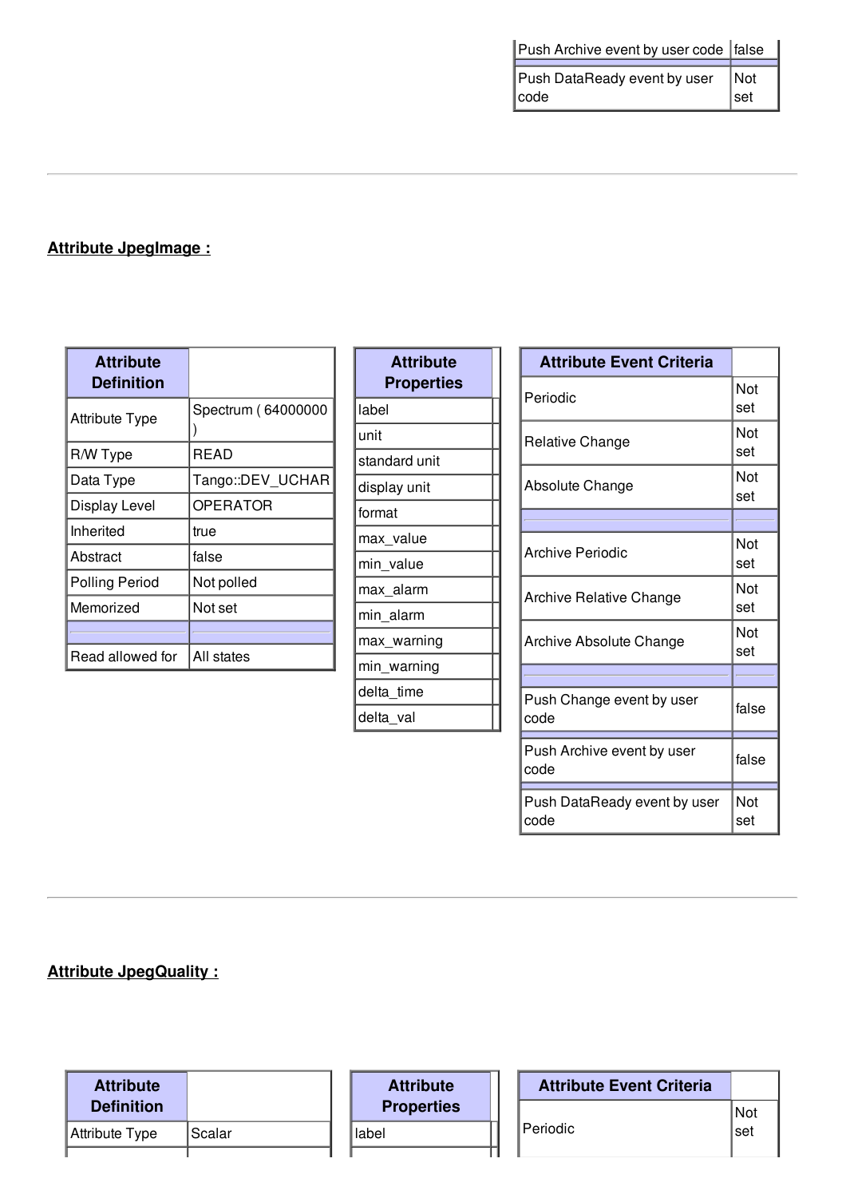| | |
|---|---|
| Push Archive event by user code | false |
| | |
| Push DataReady event by user code | Not set |

---

## Attribute JpegImage :

| Attribute Definition | |
|---|---|
| Attribute Type | Spectrum ( 64000000 ) |
| R/W Type | READ |
| Data Type | Tango::DEV_UCHAR |
| Display Level | OPERATOR |
| Inherited | true |
| Abstract | false |
| Polling Period | Not polled |
| Memorized | Not set |
| | |
| Read allowed for | All states |

| Attribute Properties | |
|---|---|
| label | |
| unit | |
| standard unit | |
| display unit | |
| format | |
| max_value | |
| min_value | |
| max_alarm | |
| min_alarm | |
| max_warning | |
| min_warning | |
| delta_time | |
| delta_val | |

| Attribute Event Criteria | |
|---|---|
| Periodic | Not set |
| Relative Change | Not set |
| Absolute Change | Not set |
| | |
| Archive Periodic | Not set |
| Archive Relative Change | Not set |
| Archive Absolute Change | Not set |
| | |
| Push Change event by user code | false |
| | |
| Push Archive event by user code | false |
| | |
| Push DataReady event by user code | Not set |

---

## Attribute JpegQuality :

| Attribute Definition | |
|---|---|
| Attribute Type | Scalar |

| Attribute Properties | |
|---|---|
| label | |

| Attribute Event Criteria | |
|---|---|
| Periodic | Not set |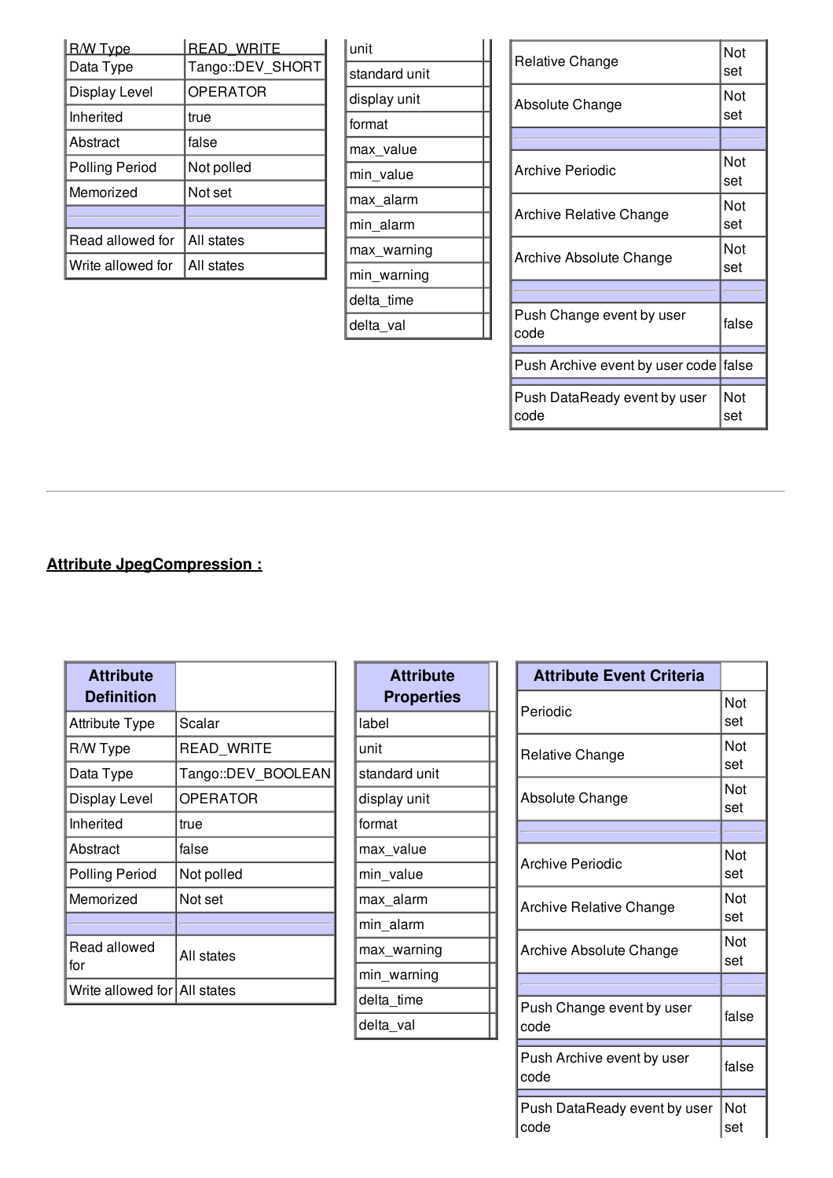| R/W Type | READ_WRITE |
| --- | --- |
| Data Type | Tango::DEV_SHORT |
| Display Level | OPERATOR |
| Inherited | true |
| Abstract | false |
| Polling Period | Not polled |
| Memorized | Not set |
| | |
| Read allowed for | All states |
| Write allowed for | All states |

| unit |
| --- |
| standard unit |
| display unit |
| format |
| max_value |
| min_value |
| max_alarm |
| min_alarm |
| max_warning |
| min_warning |
| delta_time |
| delta_val |

| Relative Change | Not set |
| --- | --- |
| Absolute Change | Not set |
| | |
| Archive Periodic | Not set |
| Archive Relative Change | Not set |
| Archive Absolute Change | Not set |
| | |
| Push Change event by user code | false |
| Push Archive event by user code | false |
| Push DataReady event by user code | Not set |

---

## Attribute JpegCompression :

| Attribute Definition | |
| --- | --- |
| Attribute Type | Scalar |
| R/W Type | READ_WRITE |
| Data Type | Tango::DEV_BOOLEAN |
| Display Level | OPERATOR |
| Inherited | true |
| Abstract | false |
| Polling Period | Not polled |
| Memorized | Not set |
| | |
| Read allowed for | All states |
| Write allowed for | All states |

| Attribute Properties |
| --- |
| label |
| unit |
| standard unit |
| display unit |
| format |
| max_value |
| min_value |
| max_alarm |
| min_alarm |
| max_warning |
| min_warning |
| delta_time |
| delta_val |

| Attribute Event Criteria | |
| --- | --- |
| Periodic | Not set |
| Relative Change | Not set |
| Absolute Change | Not set |
| | |
| Archive Periodic | Not set |
| Archive Relative Change | Not set |
| Archive Absolute Change | Not set |
| | |
| Push Change event by user code | false |
| Push Archive event by user code | false |
| Push DataReady event by user code | Not set |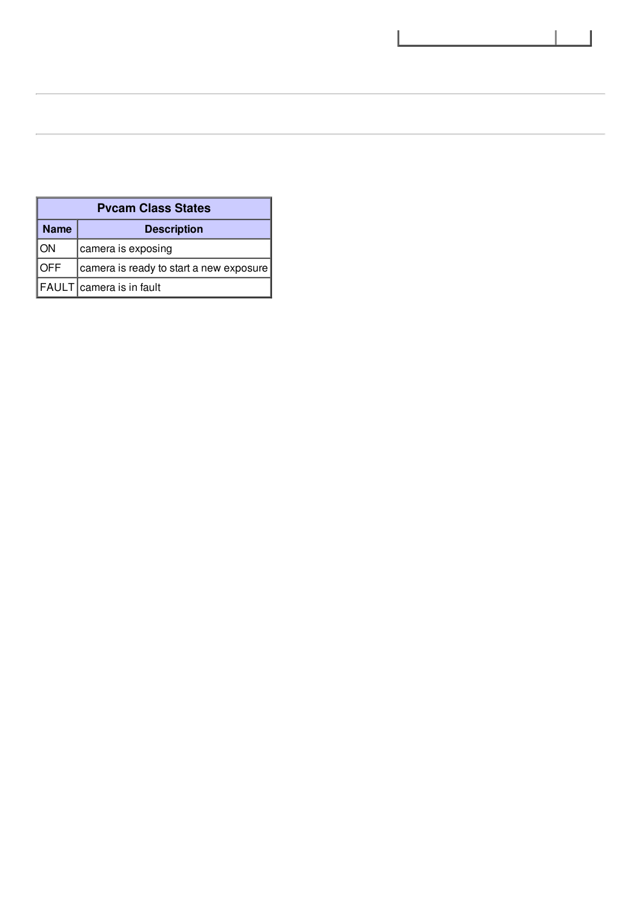| Pvcam Class States | |
| --- | --- |
| **Name** | **Description** |
| ON | camera is exposing |
| OFF | camera is ready to start a new exposure |
| FAULT | camera is in fault |